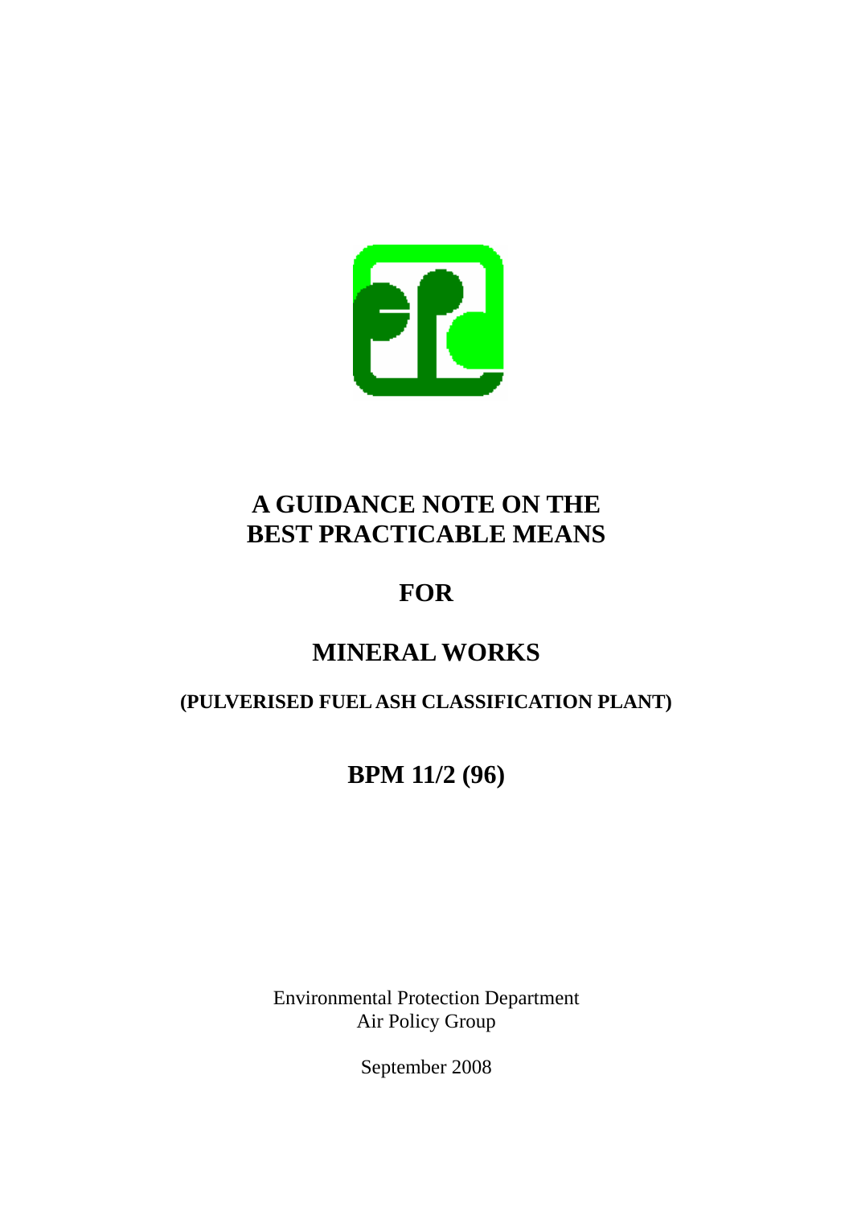# A GUIDANCE NOTE ON THE BEST PRACTICABLE MEANS

# FOR

# MINERAL WORKS

## (PULVERISED FUEL ASH CLASSIFICATION PLANT)

## BPM 11/2 (96)

Environmental Protection Department
Air Policy Group

September 2008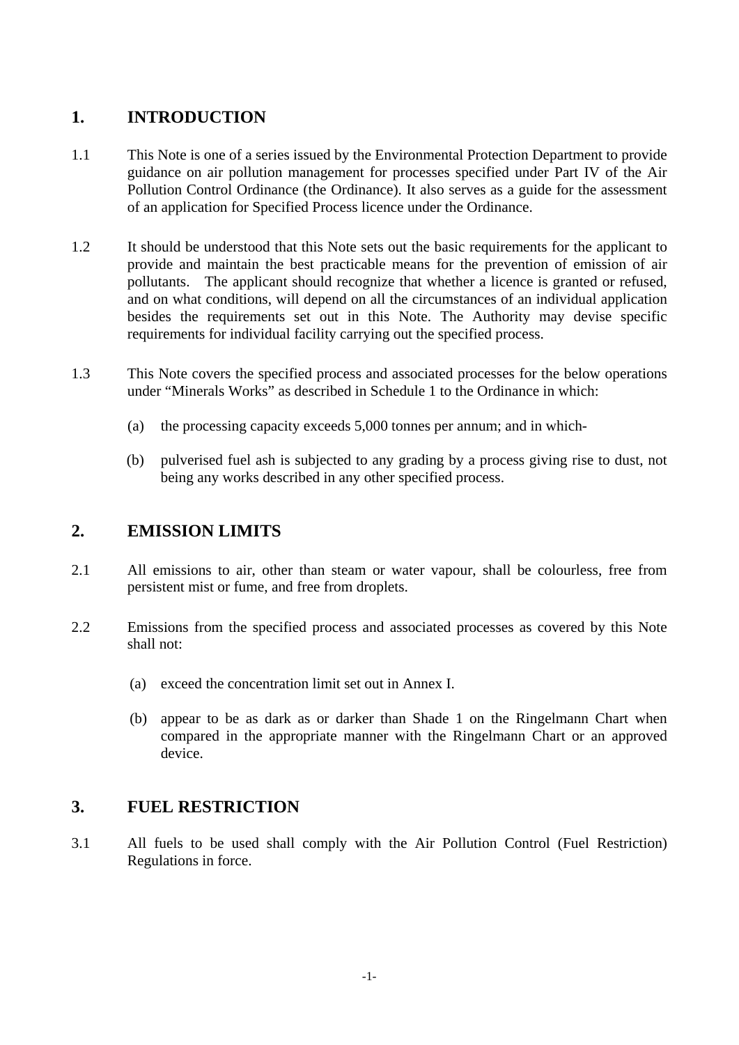## 1. INTRODUCTION

1.1 This Note is one of a series issued by the Environmental Protection Department to provide guidance on air pollution management for processes specified under Part IV of the Air Pollution Control Ordinance (the Ordinance). It also serves as a guide for the assessment of an application for Specified Process licence under the Ordinance.

1.2 It should be understood that this Note sets out the basic requirements for the applicant to provide and maintain the best practicable means for the prevention of emission of air pollutants. The applicant should recognize that whether a licence is granted or refused, and on what conditions, will depend on all the circumstances of an individual application besides the requirements set out in this Note. The Authority may devise specific requirements for individual facility carrying out the specified process.

1.3 This Note covers the specified process and associated processes for the below operations under "Minerals Works" as described in Schedule 1 to the Ordinance in which:

(a) the processing capacity exceeds 5,000 tonnes per annum; and in which-

(b) pulverised fuel ash is subjected to any grading by a process giving rise to dust, not being any works described in any other specified process.

## 2. EMISSION LIMITS

2.1 All emissions to air, other than steam or water vapour, shall be colourless, free from persistent mist or fume, and free from droplets.

2.2 Emissions from the specified process and associated processes as covered by this Note shall not:

(a) exceed the concentration limit set out in Annex I.

(b) appear to be as dark as or darker than Shade 1 on the Ringelmann Chart when compared in the appropriate manner with the Ringelmann Chart or an approved device.

## 3. FUEL RESTRICTION

3.1 All fuels to be used shall comply with the Air Pollution Control (Fuel Restriction) Regulations in force.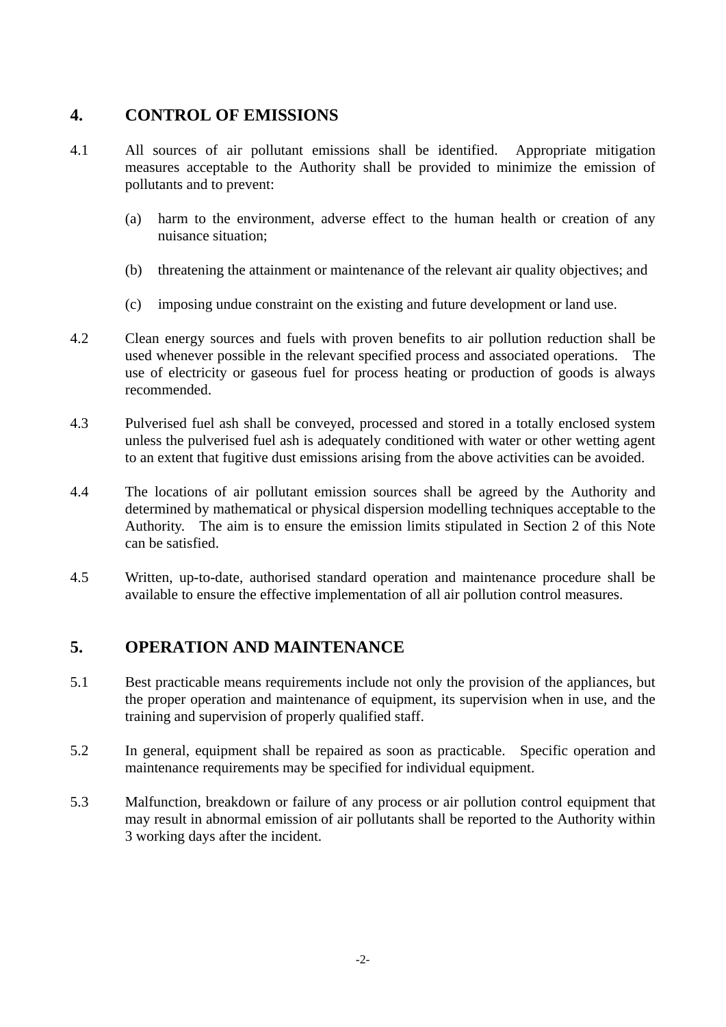## 4. CONTROL OF EMISSIONS

4.1 All sources of air pollutant emissions shall be identified. Appropriate mitigation measures acceptable to the Authority shall be provided to minimize the emission of pollutants and to prevent:

(a) harm to the environment, adverse effect to the human health or creation of any nuisance situation;

(b) threatening the attainment or maintenance of the relevant air quality objectives; and

(c) imposing undue constraint on the existing and future development or land use.

4.2 Clean energy sources and fuels with proven benefits to air pollution reduction shall be used whenever possible in the relevant specified process and associated operations. The use of electricity or gaseous fuel for process heating or production of goods is always recommended.

4.3 Pulverised fuel ash shall be conveyed, processed and stored in a totally enclosed system unless the pulverised fuel ash is adequately conditioned with water or other wetting agent to an extent that fugitive dust emissions arising from the above activities can be avoided.

4.4 The locations of air pollutant emission sources shall be agreed by the Authority and determined by mathematical or physical dispersion modelling techniques acceptable to the Authority. The aim is to ensure the emission limits stipulated in Section 2 of this Note can be satisfied.

4.5 Written, up-to-date, authorised standard operation and maintenance procedure shall be available to ensure the effective implementation of all air pollution control measures.

## 5. OPERATION AND MAINTENANCE

5.1 Best practicable means requirements include not only the provision of the appliances, but the proper operation and maintenance of equipment, its supervision when in use, and the training and supervision of properly qualified staff.

5.2 In general, equipment shall be repaired as soon as practicable. Specific operation and maintenance requirements may be specified for individual equipment.

5.3 Malfunction, breakdown or failure of any process or air pollution control equipment that may result in abnormal emission of air pollutants shall be reported to the Authority within 3 working days after the incident.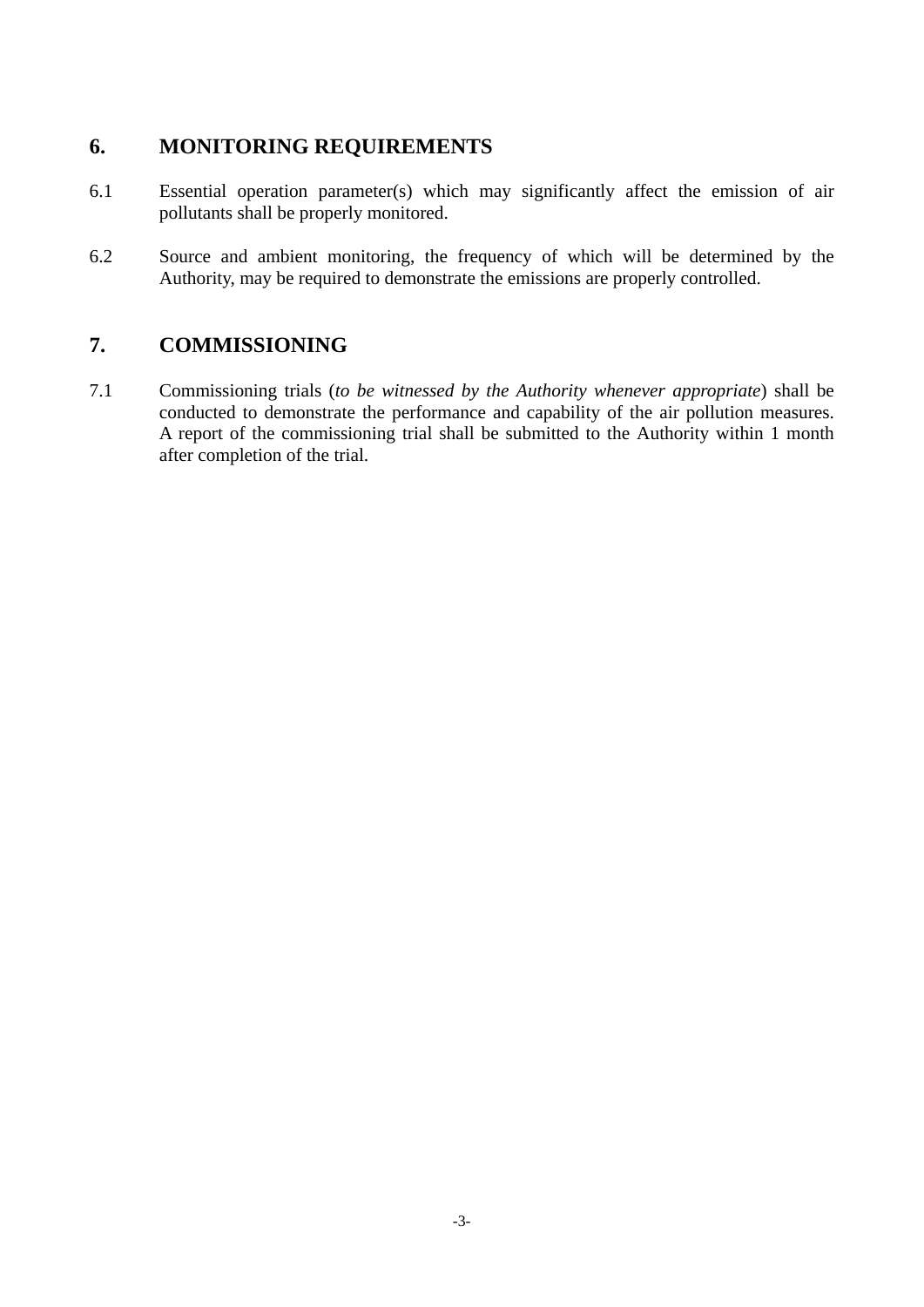## 6. MONITORING REQUIREMENTS

6.1 Essential operation parameter(s) which may significantly affect the emission of air pollutants shall be properly monitored.

6.2 Source and ambient monitoring, the frequency of which will be determined by the Authority, may be required to demonstrate the emissions are properly controlled.

## 7. COMMISSIONING

7.1 Commissioning trials (*to be witnessed by the Authority whenever appropriate*) shall be conducted to demonstrate the performance and capability of the air pollution measures. A report of the commissioning trial shall be submitted to the Authority within 1 month after completion of the trial.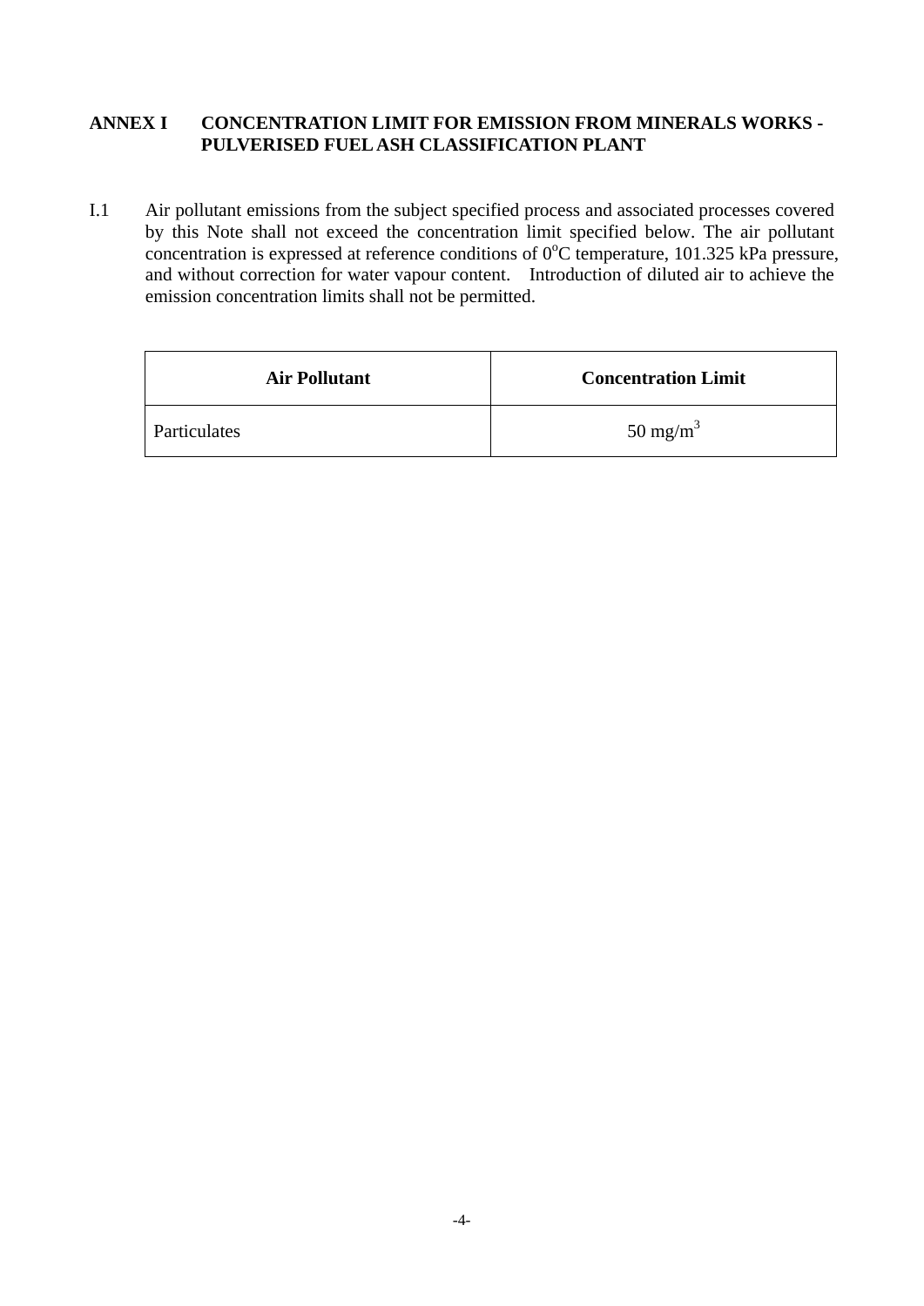## ANNEX I CONCENTRATION LIMIT FOR EMISSION FROM MINERALS WORKS - PULVERISED FUEL ASH CLASSIFICATION PLANT

I.1 Air pollutant emissions from the subject specified process and associated processes covered by this Note shall not exceed the concentration limit specified below. The air pollutant concentration is expressed at reference conditions of $0^oC$ temperature, 101.325 kPa pressure, and without correction for water vapour content. Introduction of diluted air to achieve the emission concentration limits shall not be permitted.

| Air Pollutant | Concentration Limit |
|---|---|
| Particulates | 50 $mg/m^3$ |